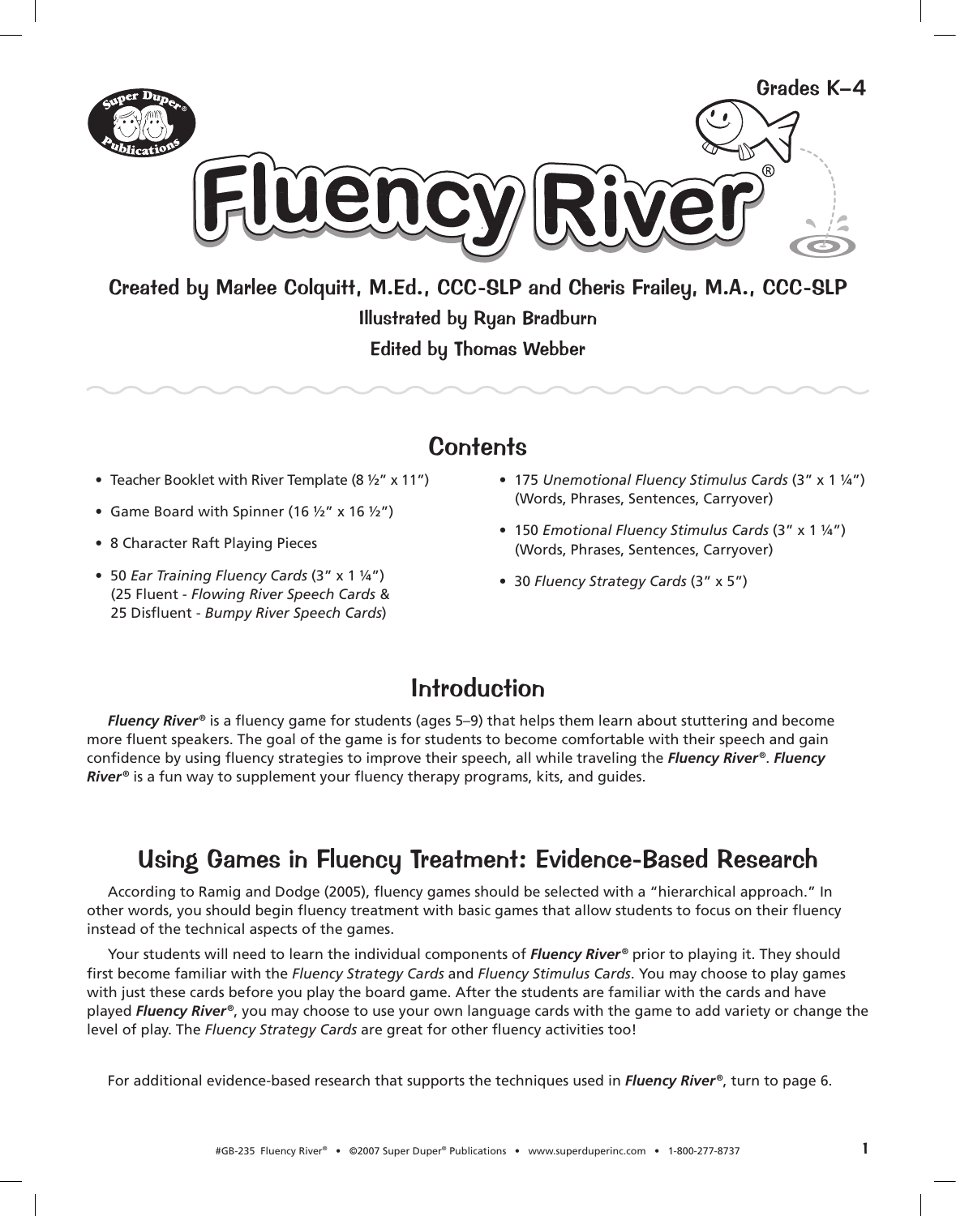Grades K–4

# Fluency River®

**Created by Marlee Colquitt, M.Ed., CCC-SLP and Cheris Frailey, M.A., CCC-SLP**

**Illustrated by Ryan Bradburn**

**Edited by Thomas Webber**

## Contents

- Teacher Booklet with River Template (8 ½" x 11")
- Game Board with Spinner (16 ½" x 16 ½")
- 8 Character Raft Playing Pieces
- 50 *Ear Training Fluency Cards* (3" x 1 ¼") (25 Fluent - *Flowing River Speech Cards* & 25 Disfluent - *Bumpy River Speech Cards*)
- 175 *Unemotional Fluency Stimulus Cards* (3" x 1 ¼") (Words, Phrases, Sentences, Carryover)
- 150 *Emotional Fluency Stimulus Cards* (3" x 1 ¼") (Words, Phrases, Sentences, Carryover)
- 30 *Fluency Strategy Cards* (3" x 5")

## Introduction

***Fluency River®*** is a fluency game for students (ages 5–9) that helps them learn about stuttering and become more fluent speakers. The goal of the game is for students to become comfortable with their speech and gain confidence by using fluency strategies to improve their speech, all while traveling the ***Fluency River®***. ***Fluency River®*** is a fun way to supplement your fluency therapy programs, kits, and guides.

## Using Games in Fluency Treatment: Evidence-Based Research

According to Ramig and Dodge (2005), fluency games should be selected with a "hierarchical approach." In other words, you should begin fluency treatment with basic games that allow students to focus on their fluency instead of the technical aspects of the games.

Your students will need to learn the individual components of ***Fluency River®*** prior to playing it. They should first become familiar with the *Fluency Strategy Cards* and *Fluency Stimulus Cards*. You may choose to play games with just these cards before you play the board game. After the students are familiar with the cards and have played ***Fluency River®***, you may choose to use your own language cards with the game to add variety or change the level of play. The *Fluency Strategy Cards* are great for other fluency activities too!

For additional evidence-based research that supports the techniques used in ***Fluency River®***, turn to page 6.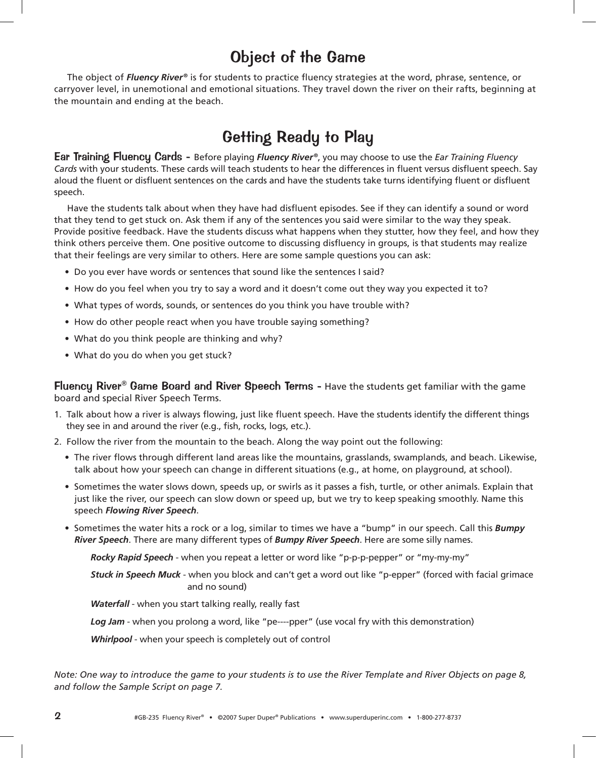## Object of the Game

The object of ***Fluency River***® is for students to practice fluency strategies at the word, phrase, sentence, or carryover level, in unemotional and emotional situations. They travel down the river on their rafts, beginning at the mountain and ending at the beach.

## Getting Ready to Play

**Ear Training Fluency Cards -** Before playing ***Fluency River***®, you may choose to use the *Ear Training Fluency Cards* with your students. These cards will teach students to hear the differences in fluent versus disfluent speech. Say aloud the fluent or disfluent sentences on the cards and have the students take turns identifying fluent or disfluent speech.

Have the students talk about when they have had disfluent episodes. See if they can identify a sound or word that they tend to get stuck on. Ask them if any of the sentences you said were similar to the way they speak. Provide positive feedback. Have the students discuss what happens when they stutter, how they feel, and how they think others perceive them. One positive outcome to discussing disfluency in groups, is that students may realize that their feelings are very similar to others. Here are some sample questions you can ask:

- Do you ever have words or sentences that sound like the sentences I said?
- How do you feel when you try to say a word and it doesn't come out they way you expected it to?
- What types of words, sounds, or sentences do you think you have trouble with?
- How do other people react when you have trouble saying something?
- What do you think people are thinking and why?
- What do you do when you get stuck?

**Fluency River® Game Board and River Speech Terms -** Have the students get familiar with the game board and special River Speech Terms.

1. Talk about how a river is always flowing, just like fluent speech. Have the students identify the different things they see in and around the river (e.g., fish, rocks, logs, etc.).
2. Follow the river from the mountain to the beach. Along the way point out the following:
   - The river flows through different land areas like the mountains, grasslands, swamplands, and beach. Likewise, talk about how your speech can change in different situations (e.g., at home, on playground, at school).
   - Sometimes the water slows down, speeds up, or swirls as it passes a fish, turtle, or other animals. Explain that just like the river, our speech can slow down or speed up, but we try to keep speaking smoothly. Name this speech ***Flowing River Speech***.
   - Sometimes the water hits a rock or a log, similar to times we have a "bump" in our speech. Call this ***Bumpy River Speech***. There are many different types of ***Bumpy River Speech***. Here are some silly names.

     ***Rocky Rapid Speech*** - when you repeat a letter or word like "p-p-p-pepper" or "my-my-my"

     ***Stuck in Speech Muck*** - when you block and can't get a word out like "p-epper" (forced with facial grimace and no sound)

     ***Waterfall*** - when you start talking really, really fast

     ***Log Jam*** - when you prolong a word, like "pe----pper" (use vocal fry with this demonstration)

     ***Whirlpool*** - when your speech is completely out of control

*Note: One way to introduce the game to your students is to use the River Template and River Objects on page 8, and follow the Sample Script on page 7.*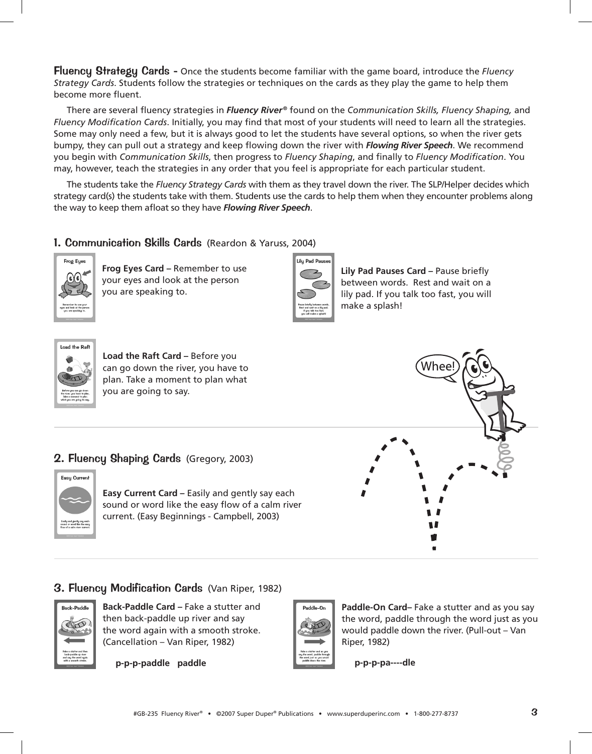**Fluency Strategy Cards -** Once the students become familiar with the game board, introduce the *Fluency Strategy Cards*. Students follow the strategies or techniques on the cards as they play the game to help them become more fluent.

There are several fluency strategies in ***Fluency River®*** found on the *Communication Skills, Fluency Shaping,* and *Fluency Modification Cards*. Initially, you may find that most of your students will need to learn all the strategies. Some may only need a few, but it is always good to let the students have several options, so when the river gets bumpy, they can pull out a strategy and keep flowing down the river with ***Flowing River Speech***. We recommend you begin with *Communication Skills*, then progress to *Fluency Shaping*, and finally to *Fluency Modification*. You may, however, teach the strategies in any order that you feel is appropriate for each particular student.

The students take the *Fluency Strategy Cards* with them as they travel down the river. The SLP/Helper decides which strategy card(s) the students take with them. Students use the cards to help them when they encounter problems along the way to keep them afloat so they have ***Flowing River Speech***.

## 1. Communication Skills Cards (Reardon & Yaruss, 2004)

**Frog Eyes Card –** Remember to use your eyes and look at the person you are speaking to.

**Lily Pad Pauses Card –** Pause briefly between words. Rest and wait on a lily pad. If you talk too fast, you will make a splash!

**Load the Raft Card –** Before you can go down the river, you have to plan. Take a moment to plan what you are going to say.

## 2. Fluency Shaping Cards (Gregory, 2003)

**Easy Current Card –** Easily and gently say each sound or word like the easy flow of a calm river current. (Easy Beginnings - Campbell, 2003)

## 3. Fluency Modification Cards (Van Riper, 1982)

**Back-Paddle Card –** Fake a stutter and then back-paddle up river and say the word again with a smooth stroke. (Cancellation – Van Riper, 1982)

**p-p-p-paddle paddle**

**Paddle-On Card–** Fake a stutter and as you say the word, paddle through the word just as you would paddle down the river. (Pull-out – Van Riper, 1982)

**p-p-p-pa----dle**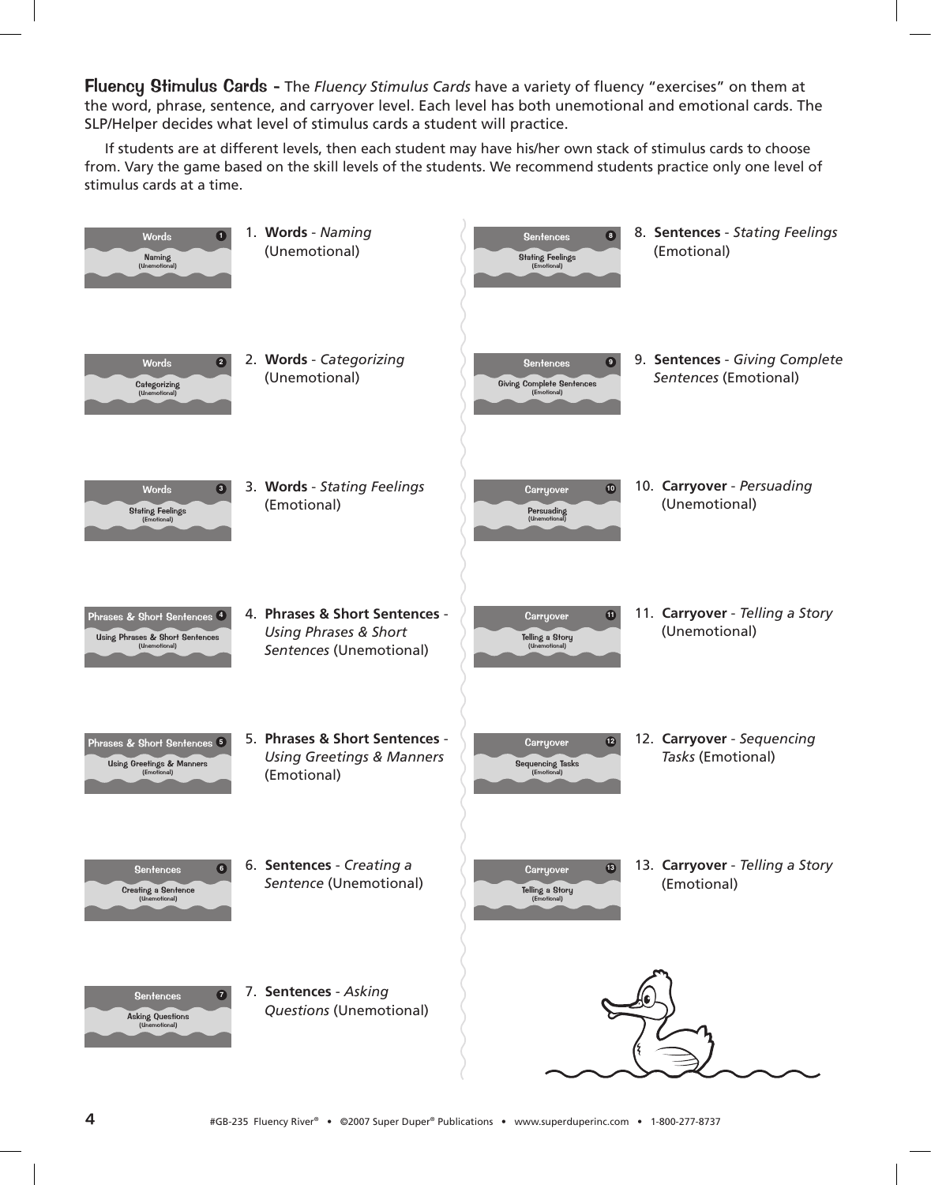**Fluency Stimulus Cards -** The *Fluency Stimulus Cards* have a variety of fluency "exercises" on them at the word, phrase, sentence, and carryover level. Each level has both unemotional and emotional cards. The SLP/Helper decides what level of stimulus cards a student will practice.

If students are at different levels, then each student may have his/her own stack of stimulus cards to choose from. Vary the game based on the skill levels of the students. We recommend students practice only one level of stimulus cards at a time.

1. **Words** - *Naming* (Unemotional)
2. **Words** - *Categorizing* (Unemotional)
3. **Words** - *Stating Feelings* (Emotional)
4. **Phrases & Short Sentences** - *Using Phrases & Short Sentences* (Unemotional)
5. **Phrases & Short Sentences** - *Using Greetings & Manners* (Emotional)
6. **Sentences** - *Creating a Sentence* (Unemotional)
7. **Sentences** - *Asking Questions* (Unemotional)
8. **Sentences** - *Stating Feelings* (Emotional)
9. **Sentences** - *Giving Complete Sentences* (Emotional)
10. **Carryover** - *Persuading* (Unemotional)
11. **Carryover** - *Telling a Story* (Unemotional)
12. **Carryover** - *Sequencing Tasks* (Emotional)
13. **Carryover** - *Telling a Story* (Emotional)

#GB-235 Fluency River® • ©2007 Super Duper® Publications • www.superduperinc.com • 1-800-277-8737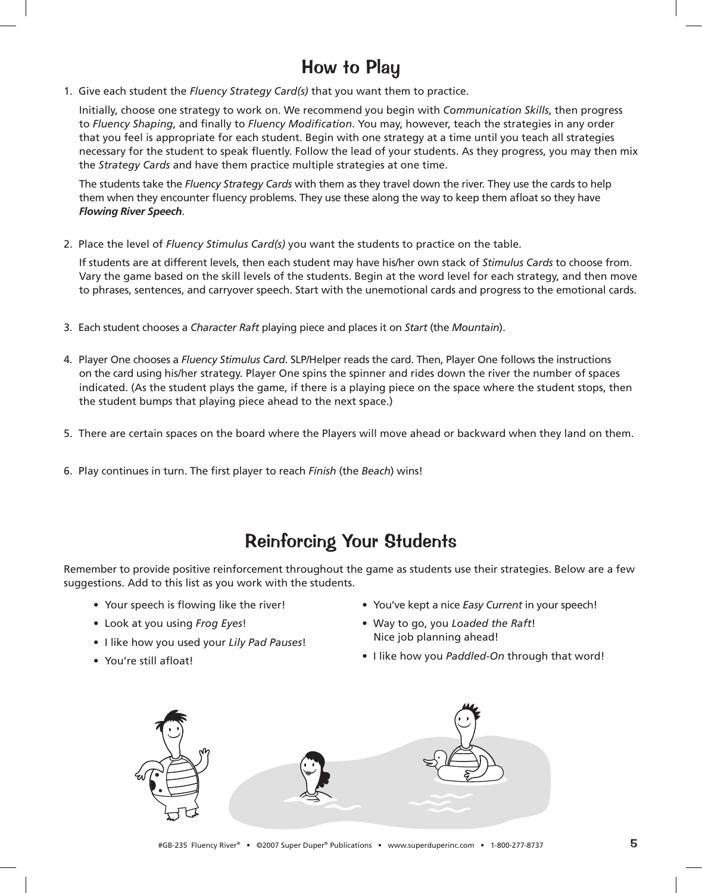## How to Play

1. Give each student the *Fluency Strategy Card(s)* that you want them to practice.

   Initially, choose one strategy to work on. We recommend you begin with *Communication Skills*, then progress to *Fluency Shaping*, and finally to *Fluency Modification*. You may, however, teach the strategies in any order that you feel is appropriate for each student. Begin with one strategy at a time until you teach all strategies necessary for the student to speak fluently. Follow the lead of your students. As they progress, you may then mix the *Strategy Cards* and have them practice multiple strategies at one time.

   The students take the *Fluency Strategy Cards* with them as they travel down the river. They use the cards to help them when they encounter fluency problems. They use these along the way to keep them afloat so they have ***Flowing River Speech***.

2. Place the level of *Fluency Stimulus Card(s)* you want the students to practice on the table.

   If students are at different levels, then each student may have his/her own stack of *Stimulus Cards* to choose from. Vary the game based on the skill levels of the students. Begin at the word level for each strategy, and then move to phrases, sentences, and carryover speech. Start with the unemotional cards and progress to the emotional cards.

3. Each student chooses a *Character Raft* playing piece and places it on *Start* (the *Mountain*).

4. Player One chooses a *Fluency Stimulus Card*. SLP/Helper reads the card. Then, Player One follows the instructions on the card using his/her strategy. Player One spins the spinner and rides down the river the number of spaces indicated. (As the student plays the game, if there is a playing piece on the space where the student stops, then the student bumps that playing piece ahead to the next space.)

5. There are certain spaces on the board where the Players will move ahead or backward when they land on them.

6. Play continues in turn. The first player to reach *Finish* (the *Beach*) wins!

## Reinforcing Your Students

Remember to provide positive reinforcement throughout the game as students use their strategies. Below are a few suggestions. Add to this list as you work with the students.

- Your speech is flowing like the river!
- Look at you using *Frog Eyes*!
- I like how you used your *Lily Pad Pauses*!
- You're still afloat!
- You've kept a nice *Easy Current* in your speech!
- Way to go, you *Loaded the Raft*! Nice job planning ahead!
- I like how you *Paddled-On* through that word!